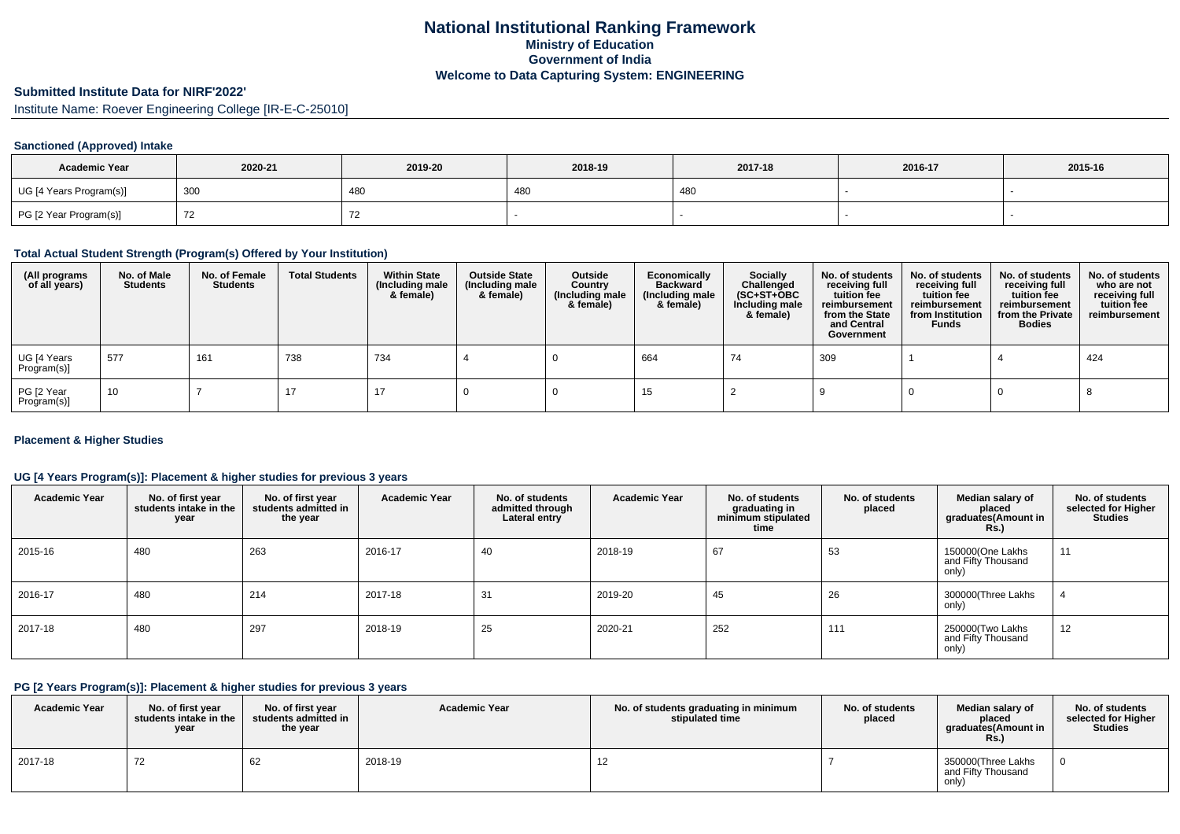# National Institutional Ranking Framework
## Ministry of Education
## Government of India
## Welcome to Data Capturing System: ENGINEERING

### Submitted Institute Data for NIRF'2022'

Institute Name: Roever Engineering College [IR-E-C-25010]

#### Sanctioned (Approved) Intake

| Academic Year | 2020-21 | 2019-20 | 2018-19 | 2017-18 | 2016-17 | 2015-16 |
|---|---|---|---|---|---|---|
| UG [4 Years Program(s)] | 300 | 480 | 480 | 480 | - | - |
| PG [2 Year Program(s)] | 72 | 72 | - | - | - | - |

#### Total Actual Student Strength (Program(s) Offered by Your Institution)

| (All programs of all years) | No. of Male Students | No. of Female Students | Total Students | Within State (Including male & female) | Outside State (Including male & female) | Outside Country (Including male & female) | Economically Backward (Including male & female) | Socially Challenged (SC+ST+OBC Including male & female) | No. of students receiving full tuition fee reimbursement from the State and Central Government | No. of students receiving full tuition fee reimbursement from Institution Funds | No. of students receiving full tuition fee reimbursement from the Private Bodies | No. of students who are not receiving full tuition fee reimbursement |
|---|---|---|---|---|---|---|---|---|---|---|---|---|
| UG [4 Years Program(s)] | 577 | 161 | 738 | 734 | 4 | 0 | 664 | 74 | 309 | 1 | 4 | 424 |
| PG [2 Year Program(s)] | 10 | 7 | 17 | 17 | 0 | 0 | 15 | 2 | 9 | 0 | 0 | 8 |

#### Placement & Higher Studies

#### UG [4 Years Program(s)]: Placement & higher studies for previous 3 years

| Academic Year | No. of first year students intake in the year | No. of first year students admitted in the year | Academic Year | No. of students admitted through Lateral entry | Academic Year | No. of students graduating in minimum stipulated time | No. of students placed | Median salary of placed graduates(Amount in Rs.) | No. of students selected for Higher Studies |
|---|---|---|---|---|---|---|---|---|---|
| 2015-16 | 480 | 263 | 2016-17 | 40 | 2018-19 | 67 | 53 | 150000(One Lakhs and Fifty Thousand only) | 11 |
| 2016-17 | 480 | 214 | 2017-18 | 31 | 2019-20 | 45 | 26 | 300000(Three Lakhs only) | 4 |
| 2017-18 | 480 | 297 | 2018-19 | 25 | 2020-21 | 252 | 111 | 250000(Two Lakhs and Fifty Thousand only) | 12 |

#### PG [2 Years Program(s)]: Placement & higher studies for previous 3 years

| Academic Year | No. of first year students intake in the year | No. of first year students admitted in the year | Academic Year | No. of students graduating in minimum stipulated time | No. of students placed | Median salary of placed graduates(Amount in Rs.) | No. of students selected for Higher Studies |
|---|---|---|---|---|---|---|---|
| 2017-18 | 72 | 62 | 2018-19 | 12 | 7 | 350000(Three Lakhs and Fifty Thousand only) | 0 |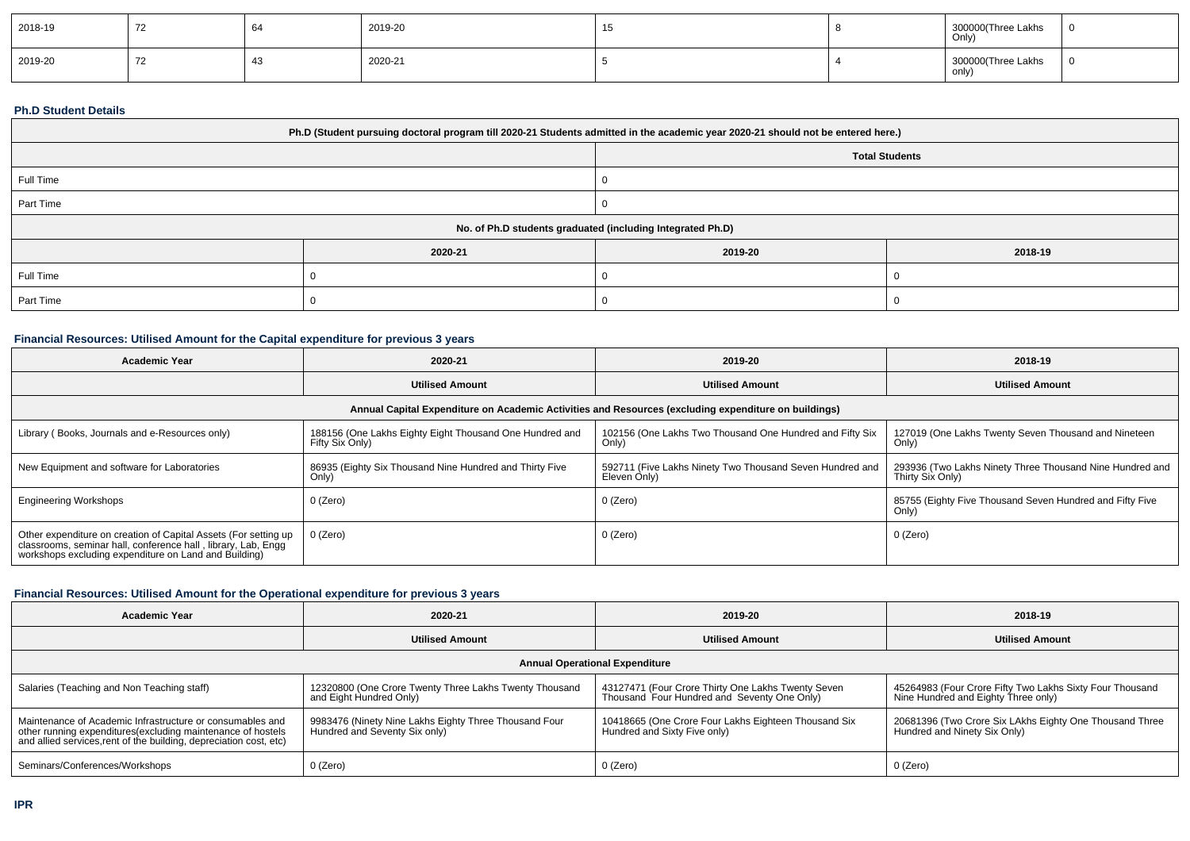| 2018-19 | 72 | 64 | 2019-20 | 15 | 8 | 300000(Three Lakhs Only) | 0 |
|---|---|---|---|---|---|---|---|
| 2019-20 | 72 | 43 | 2020-21 | 5 | 4 | 300000(Three Lakhs only) | 0 |

**Ph.D Student Details**

| Ph.D (Student pursuing doctoral program till 2020-21 Students admitted in the academic year 2020-21 should not be entered here.) | | | |
|---|---|---|---|
| | | Total Students | |
| Full Time | | 0 | |
| Part Time | | 0 | |
| No. of Ph.D students graduated (including Integrated Ph.D) | | | |
| | 2020-21 | 2019-20 | 2018-19 |
| Full Time | 0 | 0 | 0 |
| Part Time | 0 | 0 | 0 |

## Financial Resources: Utilised Amount for the Capital expenditure for previous 3 years

| Academic Year | 2020-21 | 2019-20 | 2018-19 |
|---|---|---|---|
| | Utilised Amount | Utilised Amount | Utilised Amount |
| Annual Capital Expenditure on Academic Activities and Resources (excluding expenditure on buildings) | | | |
| Library ( Books, Journals and e-Resources only) | 188156 (One Lakhs Eighty Eight Thousand One Hundred and Fifty Six Only) | 102156 (One Lakhs Two Thousand One Hundred and Fifty Six Only) | 127019 (One Lakhs Twenty Seven Thousand and Nineteen Only) |
| New Equipment and software for Laboratories | 86935 (Eighty Six Thousand Nine Hundred and Thirty Five Only) | 592711 (Five Lakhs Ninety Two Thousand Seven Hundred and Eleven Only) | 293936 (Two Lakhs Ninety Three Thousand Nine Hundred and Thirty Six Only) |
| Engineering Workshops | 0 (Zero) | 0 (Zero) | 85755 (Eighty Five Thousand Seven Hundred and Fifty Five Only) |
| Other expenditure on creation of Capital Assets (For setting up classrooms, seminar hall, conference hall , library, Lab, Engg workshops excluding expenditure on Land and Building) | 0 (Zero) | 0 (Zero) | 0 (Zero) |

## Financial Resources: Utilised Amount for the Operational expenditure for previous 3 years

| Academic Year | 2020-21 | 2019-20 | 2018-19 |
|---|---|---|---|
| | Utilised Amount | Utilised Amount | Utilised Amount |
| Annual Operational Expenditure | | | |
| Salaries (Teaching and Non Teaching staff) | 12320800 (One Crore Twenty Three Lakhs Twenty Thousand and Eight Hundred Only) | 43127471 (Four Crore Thirty One Lakhs Twenty Seven Thousand Four Hundred and Seventy One Only) | 45264983 (Four Crore Fifty Two Lakhs Sixty Four Thousand Nine Hundred and Eighty Three only) |
| Maintenance of Academic Infrastructure or consumables and other running expenditures(excluding maintenance of hostels and allied services,rent of the building, depreciation cost, etc) | 9983476 (Ninety Nine Lakhs Eighty Three Thousand Four Hundred and Seventy Six only) | 10418665 (One Crore Four Lakhs Eighteen Thousand Six Hundred and Sixty Five only) | 20681396 (Two Crore Six LAkhs Eighty One Thousand Three Hundred and Ninety Six Only) |
| Seminars/Conferences/Workshops | 0 (Zero) | 0 (Zero) | 0 (Zero) |

**IPR**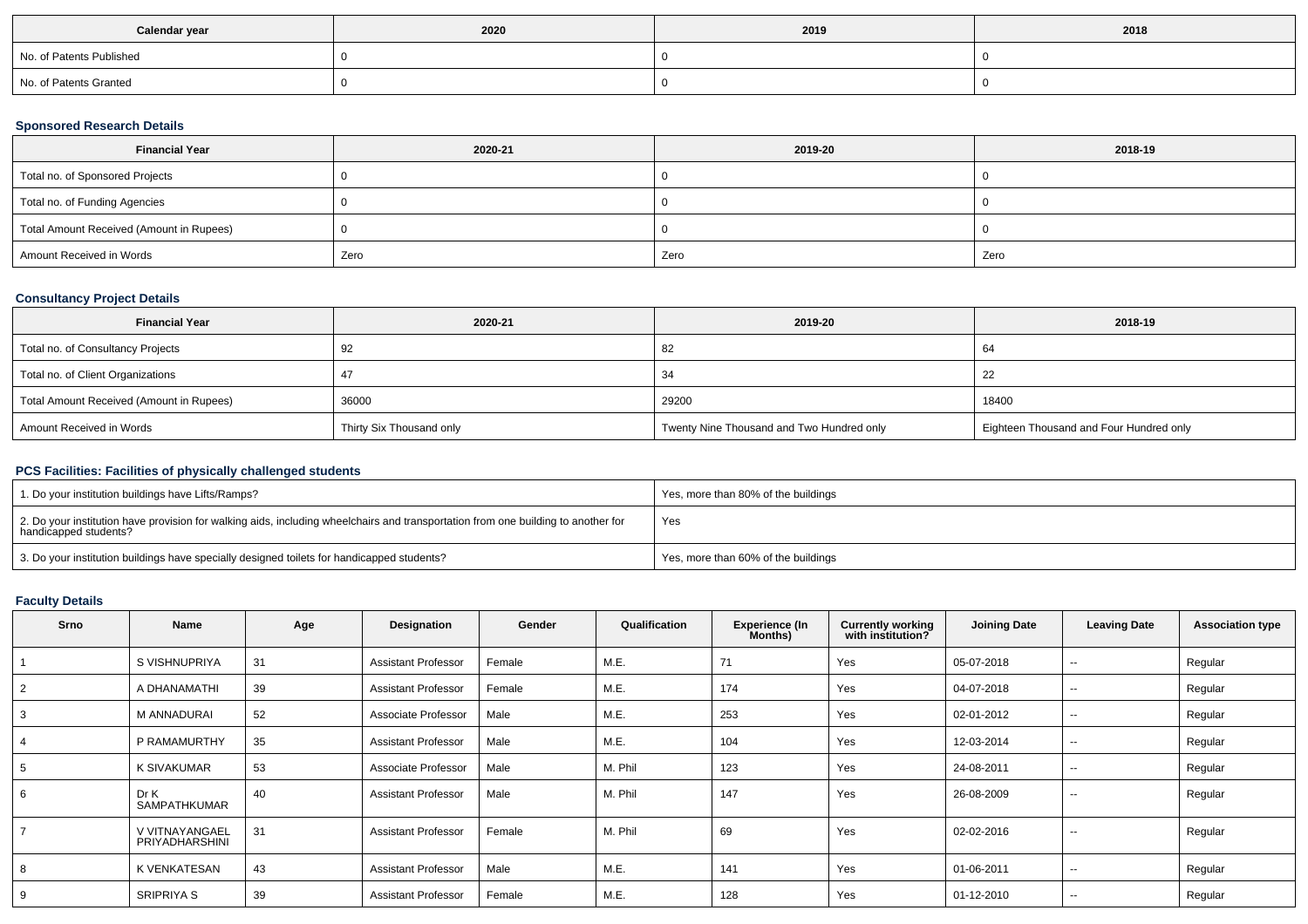| Calendar year | 2020 | 2019 | 2018 |
| --- | --- | --- | --- |
| No. of Patents Published | 0 | 0 | 0 |
| No. of Patents Granted | 0 | 0 | 0 |

### Sponsored Research Details

| Financial Year | 2020-21 | 2019-20 | 2018-19 |
| --- | --- | --- | --- |
| Total no. of Sponsored Projects | 0 | 0 | 0 |
| Total no. of Funding Agencies | 0 | 0 | 0 |
| Total Amount Received (Amount in Rupees) | 0 | 0 | 0 |
| Amount Received in Words | Zero | Zero | Zero |

### Consultancy Project Details

| Financial Year | 2020-21 | 2019-20 | 2018-19 |
| --- | --- | --- | --- |
| Total no. of Consultancy Projects | 92 | 82 | 64 |
| Total no. of Client Organizations | 47 | 34 | 22 |
| Total Amount Received (Amount in Rupees) | 36000 | 29200 | 18400 |
| Amount Received in Words | Thirty Six Thousand only | Twenty Nine Thousand and Two Hundred only | Eighteen Thousand and Four Hundred only |

### PCS Facilities: Facilities of physically challenged students

| | |
| --- | --- |
| 1. Do your institution buildings have Lifts/Ramps? | Yes, more than 80% of the buildings |
| 2. Do your institution have provision for walking aids, including wheelchairs and transportation from one building to another for handicapped students? | Yes |
| 3. Do your institution buildings have specially designed toilets for handicapped students? | Yes, more than 60% of the buildings |

### Faculty Details

| Srno | Name | Age | Designation | Gender | Qualification | Experience (In Months) | Currently working with institution? | Joining Date | Leaving Date | Association type |
| --- | --- | --- | --- | --- | --- | --- | --- | --- | --- | --- |
| 1 | S VISHNUPRIYA | 31 | Assistant Professor | Female | M.E. | 71 | Yes | 05-07-2018 | -- | Regular |
| 2 | A DHANAMATHI | 39 | Assistant Professor | Female | M.E. | 174 | Yes | 04-07-2018 | -- | Regular |
| 3 | M ANNADURAI | 52 | Associate Professor | Male | M.E. | 253 | Yes | 02-01-2012 | -- | Regular |
| 4 | P RAMAMURTHY | 35 | Assistant Professor | Male | M.E. | 104 | Yes | 12-03-2014 | -- | Regular |
| 5 | K SIVAKUMAR | 53 | Associate Professor | Male | M. Phil | 123 | Yes | 24-08-2011 | -- | Regular |
| 6 | Dr K SAMPATHKUMAR | 40 | Assistant Professor | Male | M. Phil | 147 | Yes | 26-08-2009 | -- | Regular |
| 7 | V VITNAYANGAEL PRIYADHARSHINI | 31 | Assistant Professor | Female | M. Phil | 69 | Yes | 02-02-2016 | -- | Regular |
| 8 | K VENKATESAN | 43 | Assistant Professor | Male | M.E. | 141 | Yes | 01-06-2011 | -- | Regular |
| 9 | SRIPRIYA S | 39 | Assistant Professor | Female | M.E. | 128 | Yes | 01-12-2010 | -- | Regular |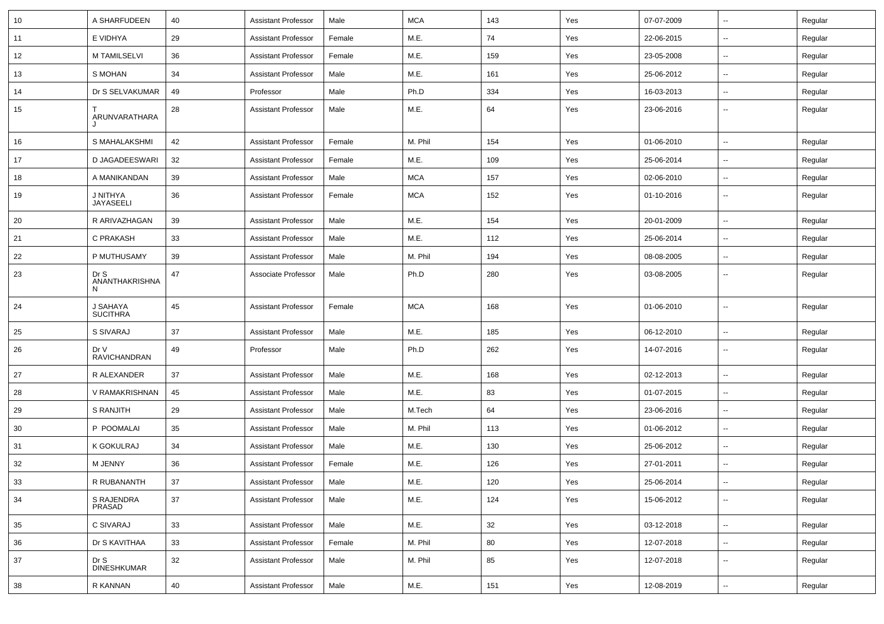| 10 | A SHARFUDEEN | 40 | Assistant Professor | Male | MCA | 143 | Yes | 07-07-2009 | -- | Regular |
|---|---|---|---|---|---|---|---|---|---|---|
| 11 | E VIDHYA | 29 | Assistant Professor | Female | M.E. | 74 | Yes | 22-06-2015 | -- | Regular |
| 12 | M TAMILSELVI | 36 | Assistant Professor | Female | M.E. | 159 | Yes | 23-05-2008 | -- | Regular |
| 13 | S MOHAN | 34 | Assistant Professor | Male | M.E. | 161 | Yes | 25-06-2012 | -- | Regular |
| 14 | Dr S SELVAKUMAR | 49 | Professor | Male | Ph.D | 334 | Yes | 16-03-2013 | -- | Regular |
| 15 | T ARUNVARATHARAJ | 28 | Assistant Professor | Male | M.E. | 64 | Yes | 23-06-2016 | -- | Regular |
| 16 | S MAHALAKSHMI | 42 | Assistant Professor | Female | M. Phil | 154 | Yes | 01-06-2010 | -- | Regular |
| 17 | D JAGADEESWARI | 32 | Assistant Professor | Female | M.E. | 109 | Yes | 25-06-2014 | -- | Regular |
| 18 | A MANIKANDAN | 39 | Assistant Professor | Male | MCA | 157 | Yes | 02-06-2010 | -- | Regular |
| 19 | J NITHYA JAYASEELI | 36 | Assistant Professor | Female | MCA | 152 | Yes | 01-10-2016 | -- | Regular |
| 20 | R ARIVAZHAGAN | 39 | Assistant Professor | Male | M.E. | 154 | Yes | 20-01-2009 | -- | Regular |
| 21 | C PRAKASH | 33 | Assistant Professor | Male | M.E. | 112 | Yes | 25-06-2014 | -- | Regular |
| 22 | P MUTHUSAMY | 39 | Assistant Professor | Male | M. Phil | 194 | Yes | 08-08-2005 | -- | Regular |
| 23 | Dr S ANANTHAKRISHNAN | 47 | Associate Professor | Male | Ph.D | 280 | Yes | 03-08-2005 | -- | Regular |
| 24 | J SAHAYA SUCITHRA | 45 | Assistant Professor | Female | MCA | 168 | Yes | 01-06-2010 | -- | Regular |
| 25 | S SIVARAJ | 37 | Assistant Professor | Male | M.E. | 185 | Yes | 06-12-2010 | -- | Regular |
| 26 | Dr V RAVICHANDRAN | 49 | Professor | Male | Ph.D | 262 | Yes | 14-07-2016 | -- | Regular |
| 27 | R ALEXANDER | 37 | Assistant Professor | Male | M.E. | 168 | Yes | 02-12-2013 | -- | Regular |
| 28 | V RAMAKRISHNAN | 45 | Assistant Professor | Male | M.E. | 83 | Yes | 01-07-2015 | -- | Regular |
| 29 | S RANJITH | 29 | Assistant Professor | Male | M.Tech | 64 | Yes | 23-06-2016 | -- | Regular |
| 30 | P POOMALAI | 35 | Assistant Professor | Male | M. Phil | 113 | Yes | 01-06-2012 | -- | Regular |
| 31 | K GOKULRAJ | 34 | Assistant Professor | Male | M.E. | 130 | Yes | 25-06-2012 | -- | Regular |
| 32 | M JENNY | 36 | Assistant Professor | Female | M.E. | 126 | Yes | 27-01-2011 | -- | Regular |
| 33 | R RUBANANTH | 37 | Assistant Professor | Male | M.E. | 120 | Yes | 25-06-2014 | -- | Regular |
| 34 | S RAJENDRA PRASAD | 37 | Assistant Professor | Male | M.E. | 124 | Yes | 15-06-2012 | -- | Regular |
| 35 | C SIVARAJ | 33 | Assistant Professor | Male | M.E. | 32 | Yes | 03-12-2018 | -- | Regular |
| 36 | Dr S KAVITHAA | 33 | Assistant Professor | Female | M. Phil | 80 | Yes | 12-07-2018 | -- | Regular |
| 37 | Dr S DINESHKUMAR | 32 | Assistant Professor | Male | M. Phil | 85 | Yes | 12-07-2018 | -- | Regular |
| 38 | R KANNAN | 40 | Assistant Professor | Male | M.E. | 151 | Yes | 12-08-2019 | -- | Regular |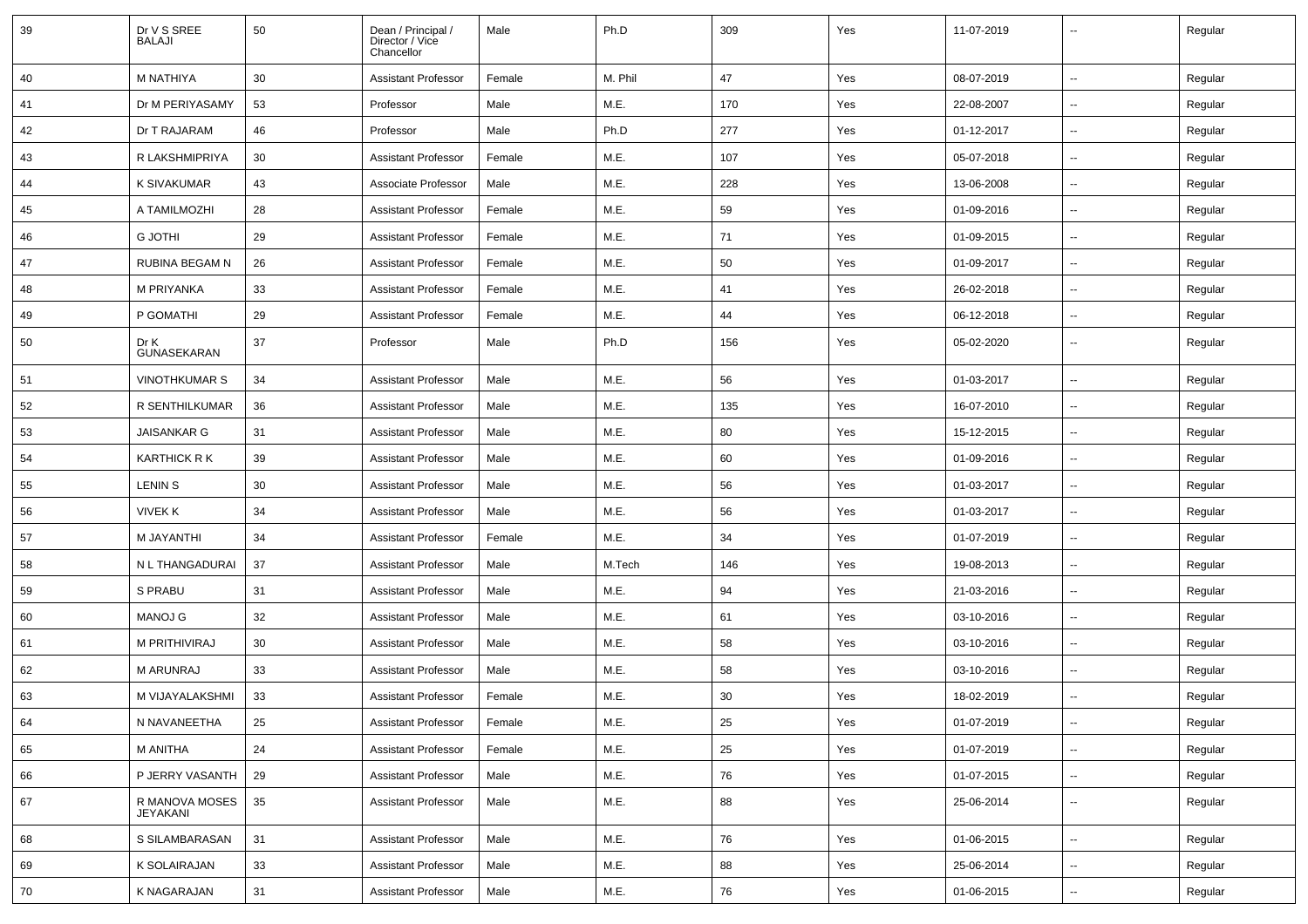| 39 | Dr V S SREE BALAJI | 50 | Dean / Principal / Director / Vice Chancellor | Male | Ph.D | 309 | Yes | 11-07-2019 | -- | Regular |
|---|---|---|---|---|---|---|---|---|---|---|
| 40 | M NATHIYA | 30 | Assistant Professor | Female | M. Phil | 47 | Yes | 08-07-2019 | -- | Regular |
| 41 | Dr M PERIYASAMY | 53 | Professor | Male | M.E. | 170 | Yes | 22-08-2007 | -- | Regular |
| 42 | Dr T RAJARAM | 46 | Professor | Male | Ph.D | 277 | Yes | 01-12-2017 | -- | Regular |
| 43 | R LAKSHMIPRIYA | 30 | Assistant Professor | Female | M.E. | 107 | Yes | 05-07-2018 | -- | Regular |
| 44 | K SIVAKUMAR | 43 | Associate Professor | Male | M.E. | 228 | Yes | 13-06-2008 | -- | Regular |
| 45 | A TAMILMOZHI | 28 | Assistant Professor | Female | M.E. | 59 | Yes | 01-09-2016 | -- | Regular |
| 46 | G JOTHI | 29 | Assistant Professor | Female | M.E. | 71 | Yes | 01-09-2015 | -- | Regular |
| 47 | RUBINA BEGAM N | 26 | Assistant Professor | Female | M.E. | 50 | Yes | 01-09-2017 | -- | Regular |
| 48 | M PRIYANKA | 33 | Assistant Professor | Female | M.E. | 41 | Yes | 26-02-2018 | -- | Regular |
| 49 | P GOMATHI | 29 | Assistant Professor | Female | M.E. | 44 | Yes | 06-12-2018 | -- | Regular |
| 50 | Dr K GUNASEKARAN | 37 | Professor | Male | Ph.D | 156 | Yes | 05-02-2020 | -- | Regular |
| 51 | VINOTHKUMAR S | 34 | Assistant Professor | Male | M.E. | 56 | Yes | 01-03-2017 | -- | Regular |
| 52 | R SENTHILKUMAR | 36 | Assistant Professor | Male | M.E. | 135 | Yes | 16-07-2010 | -- | Regular |
| 53 | JAISANKAR G | 31 | Assistant Professor | Male | M.E. | 80 | Yes | 15-12-2015 | -- | Regular |
| 54 | KARTHICK R K | 39 | Assistant Professor | Male | M.E. | 60 | Yes | 01-09-2016 | -- | Regular |
| 55 | LENIN S | 30 | Assistant Professor | Male | M.E. | 56 | Yes | 01-03-2017 | -- | Regular |
| 56 | VIVEK K | 34 | Assistant Professor | Male | M.E. | 56 | Yes | 01-03-2017 | -- | Regular |
| 57 | M JAYANTHI | 34 | Assistant Professor | Female | M.E. | 34 | Yes | 01-07-2019 | -- | Regular |
| 58 | N L THANGADURAI | 37 | Assistant Professor | Male | M.Tech | 146 | Yes | 19-08-2013 | -- | Regular |
| 59 | S PRABU | 31 | Assistant Professor | Male | M.E. | 94 | Yes | 21-03-2016 | -- | Regular |
| 60 | MANOJ G | 32 | Assistant Professor | Male | M.E. | 61 | Yes | 03-10-2016 | -- | Regular |
| 61 | M PRITHIVIRAJ | 30 | Assistant Professor | Male | M.E. | 58 | Yes | 03-10-2016 | -- | Regular |
| 62 | M ARUNRAJ | 33 | Assistant Professor | Male | M.E. | 58 | Yes | 03-10-2016 | -- | Regular |
| 63 | M VIJAYALAKSHMI | 33 | Assistant Professor | Female | M.E. | 30 | Yes | 18-02-2019 | -- | Regular |
| 64 | N NAVANEETHA | 25 | Assistant Professor | Female | M.E. | 25 | Yes | 01-07-2019 | -- | Regular |
| 65 | M ANITHA | 24 | Assistant Professor | Female | M.E. | 25 | Yes | 01-07-2019 | -- | Regular |
| 66 | P JERRY VASANTH | 29 | Assistant Professor | Male | M.E. | 76 | Yes | 01-07-2015 | -- | Regular |
| 67 | R MANOVA MOSES JEYAKANI | 35 | Assistant Professor | Male | M.E. | 88 | Yes | 25-06-2014 | -- | Regular |
| 68 | S SILAMBARASAN | 31 | Assistant Professor | Male | M.E. | 76 | Yes | 01-06-2015 | -- | Regular |
| 69 | K SOLAIRAJAN | 33 | Assistant Professor | Male | M.E. | 88 | Yes | 25-06-2014 | -- | Regular |
| 70 | K NAGARAJAN | 31 | Assistant Professor | Male | M.E. | 76 | Yes | 01-06-2015 | -- | Regular |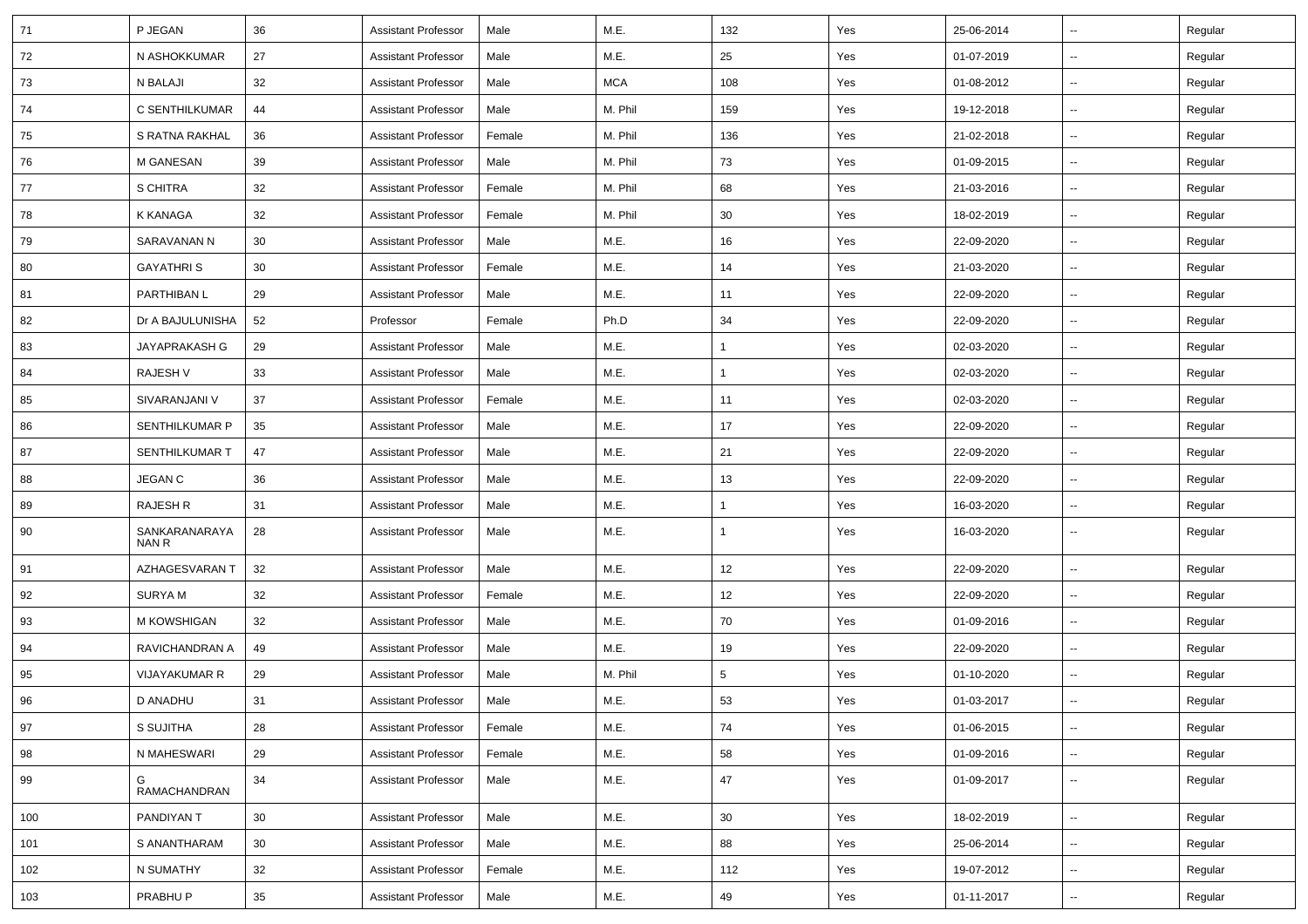| | | | | | | | | | | |
|---|---|---|---|---|---|---|---|---|---|---|
| 71 | P JEGAN | 36 | Assistant Professor | Male | M.E. | 132 | Yes | 25-06-2014 | -- | Regular |
| 72 | N ASHOKKUMAR | 27 | Assistant Professor | Male | M.E. | 25 | Yes | 01-07-2019 | -- | Regular |
| 73 | N BALAJI | 32 | Assistant Professor | Male | MCA | 108 | Yes | 01-08-2012 | -- | Regular |
| 74 | C SENTHILKUMAR | 44 | Assistant Professor | Male | M. Phil | 159 | Yes | 19-12-2018 | -- | Regular |
| 75 | S RATNA RAKHAL | 36 | Assistant Professor | Female | M. Phil | 136 | Yes | 21-02-2018 | -- | Regular |
| 76 | M GANESAN | 39 | Assistant Professor | Male | M. Phil | 73 | Yes | 01-09-2015 | -- | Regular |
| 77 | S CHITRA | 32 | Assistant Professor | Female | M. Phil | 68 | Yes | 21-03-2016 | -- | Regular |
| 78 | K KANAGA | 32 | Assistant Professor | Female | M. Phil | 30 | Yes | 18-02-2019 | -- | Regular |
| 79 | SARAVANAN N | 30 | Assistant Professor | Male | M.E. | 16 | Yes | 22-09-2020 | -- | Regular |
| 80 | GAYATHRI S | 30 | Assistant Professor | Female | M.E. | 14 | Yes | 21-03-2020 | -- | Regular |
| 81 | PARTHIBAN L | 29 | Assistant Professor | Male | M.E. | 11 | Yes | 22-09-2020 | -- | Regular |
| 82 | Dr A BAJULUNISHA | 52 | Professor | Female | Ph.D | 34 | Yes | 22-09-2020 | -- | Regular |
| 83 | JAYAPRAKASH G | 29 | Assistant Professor | Male | M.E. | 1 | Yes | 02-03-2020 | -- | Regular |
| 84 | RAJESH V | 33 | Assistant Professor | Male | M.E. | 1 | Yes | 02-03-2020 | -- | Regular |
| 85 | SIVARANJANI V | 37 | Assistant Professor | Female | M.E. | 11 | Yes | 02-03-2020 | -- | Regular |
| 86 | SENTHILKUMAR P | 35 | Assistant Professor | Male | M.E. | 17 | Yes | 22-09-2020 | -- | Regular |
| 87 | SENTHILKUMAR T | 47 | Assistant Professor | Male | M.E. | 21 | Yes | 22-09-2020 | -- | Regular |
| 88 | JEGAN C | 36 | Assistant Professor | Male | M.E. | 13 | Yes | 22-09-2020 | -- | Regular |
| 89 | RAJESH R | 31 | Assistant Professor | Male | M.E. | 1 | Yes | 16-03-2020 | -- | Regular |
| 90 | SANKARANARAYANAN R | 28 | Assistant Professor | Male | M.E. | 1 | Yes | 16-03-2020 | -- | Regular |
| 91 | AZHAGESVARAN T | 32 | Assistant Professor | Male | M.E. | 12 | Yes | 22-09-2020 | -- | Regular |
| 92 | SURYA M | 32 | Assistant Professor | Female | M.E. | 12 | Yes | 22-09-2020 | -- | Regular |
| 93 | M KOWSHIGAN | 32 | Assistant Professor | Male | M.E. | 70 | Yes | 01-09-2016 | -- | Regular |
| 94 | RAVICHANDRAN A | 49 | Assistant Professor | Male | M.E. | 19 | Yes | 22-09-2020 | -- | Regular |
| 95 | VIJAYAKUMAR R | 29 | Assistant Professor | Male | M. Phil | 5 | Yes | 01-10-2020 | -- | Regular |
| 96 | D ANADHU | 31 | Assistant Professor | Male | M.E. | 53 | Yes | 01-03-2017 | -- | Regular |
| 97 | S SUJITHA | 28 | Assistant Professor | Female | M.E. | 74 | Yes | 01-06-2015 | -- | Regular |
| 98 | N MAHESWARI | 29 | Assistant Professor | Female | M.E. | 58 | Yes | 01-09-2016 | -- | Regular |
| 99 | G RAMACHANDRAN | 34 | Assistant Professor | Male | M.E. | 47 | Yes | 01-09-2017 | -- | Regular |
| 100 | PANDIYAN T | 30 | Assistant Professor | Male | M.E. | 30 | Yes | 18-02-2019 | -- | Regular |
| 101 | S ANANTHARAM | 30 | Assistant Professor | Male | M.E. | 88 | Yes | 25-06-2014 | -- | Regular |
| 102 | N SUMATHY | 32 | Assistant Professor | Female | M.E. | 112 | Yes | 19-07-2012 | -- | Regular |
| 103 | PRABHU P | 35 | Assistant Professor | Male | M.E. | 49 | Yes | 01-11-2017 | -- | Regular |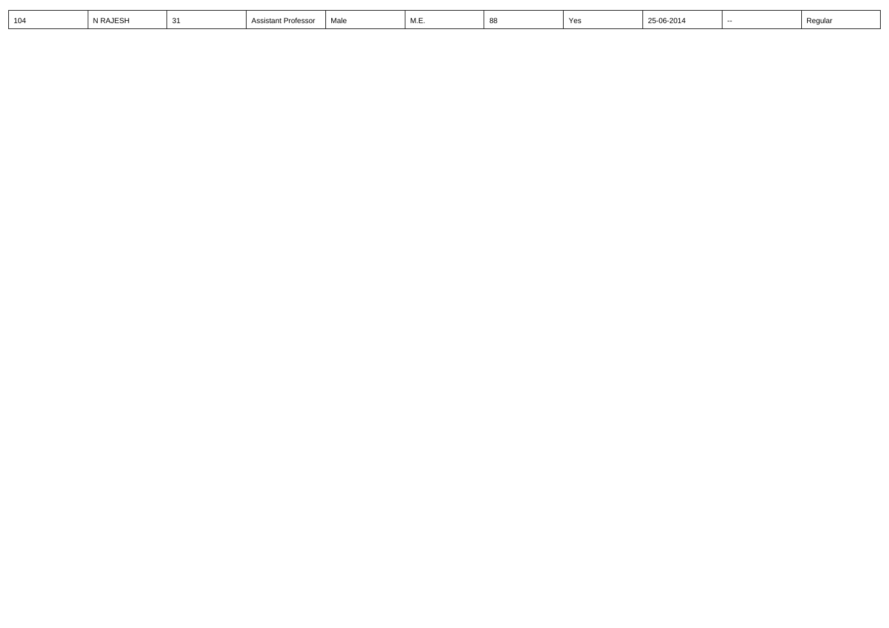| | | | | | | | | | | |
|---|---|---|---|---|---|---|---|---|---|---|
| 104 | N RAJESH | 31 | Assistant Professor | Male | M.E. | 88 | Yes | 25-06-2014 | -- | Regular |